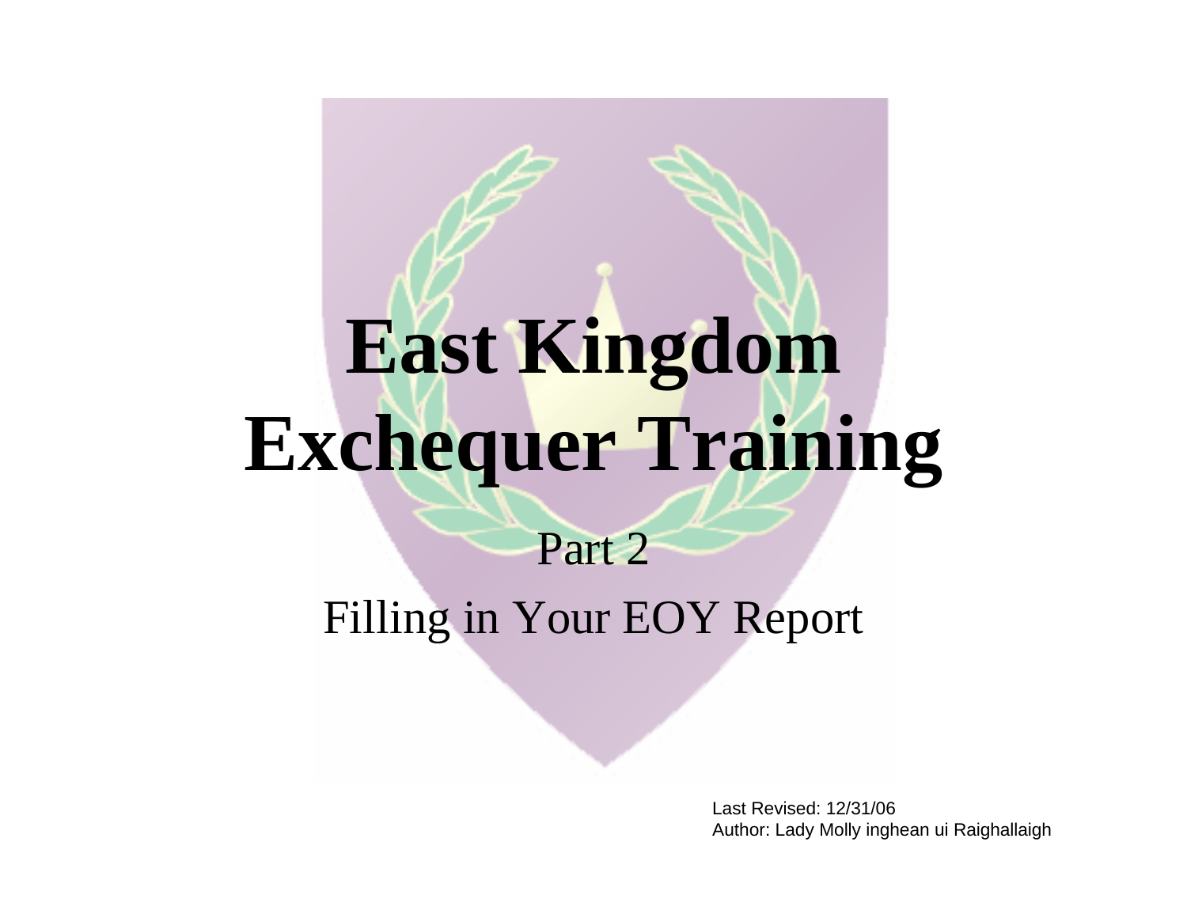# East Kingdom Exchequer Training

## Part 2

## Filling in Your EOY Report

Last Revised: 12/31/06
Author: Lady Molly inghean ui Raighallaigh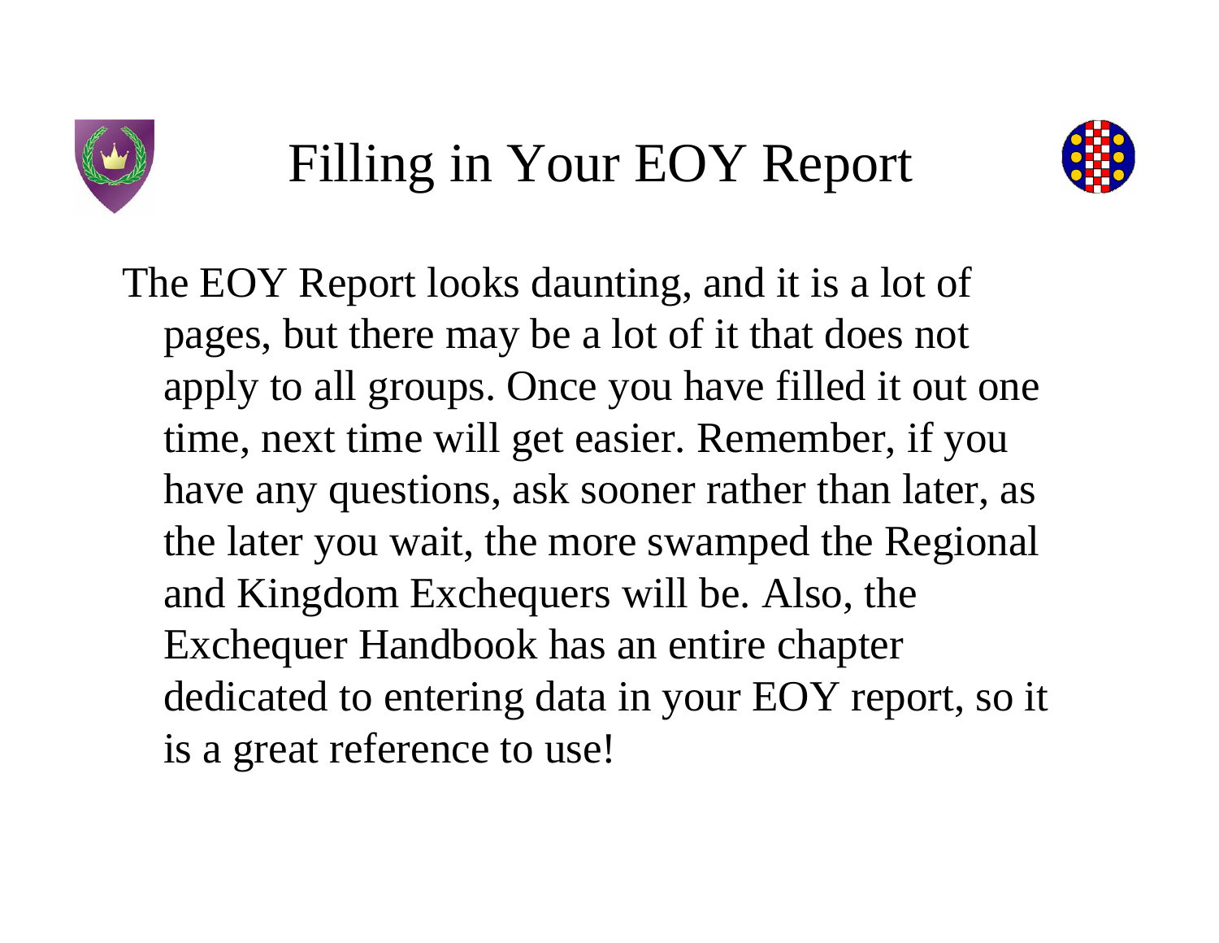# Filling in Your EOY Report

The EOY Report looks daunting, and it is a lot of pages, but there may be a lot of it that does not apply to all groups. Once you have filled it out one time, next time will get easier. Remember, if you have any questions, ask sooner rather than later, as the later you wait, the more swamped the Regional and Kingdom Exchequers will be. Also, the Exchequer Handbook has an entire chapter dedicated to entering data in your EOY report, so it is a great reference to use!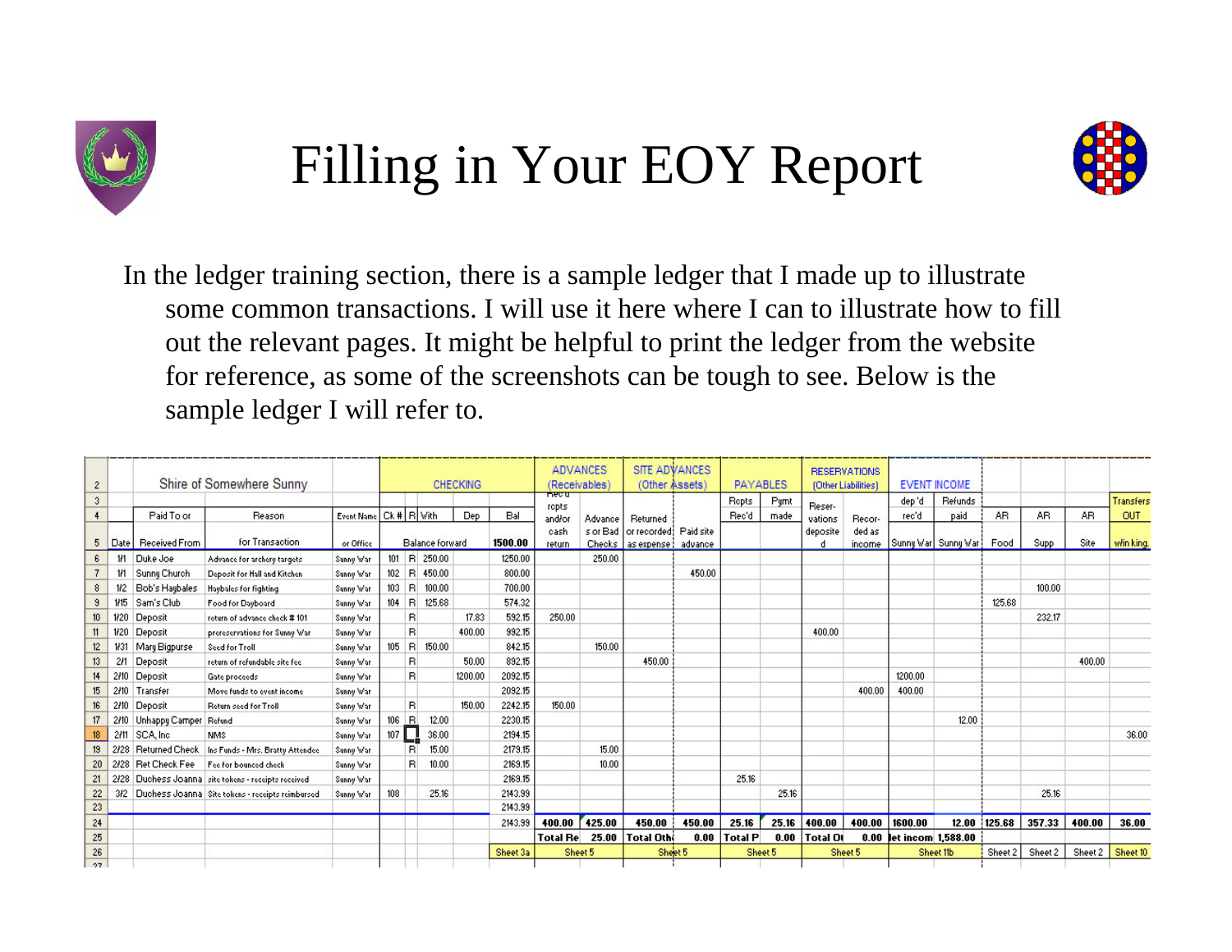# Filling in Your EOY Report

In the ledger training section, there is a sample ledger that I made up to illustrate some common transactions. I will use it here where I can to illustrate how to fill out the relevant pages. It might be helpful to print the ledger from the website for reference, as some of the screenshots can be tough to see. Below is the sample ledger I will refer to.

| 2 | | Shire of Somewhere Sunny | | | CHECKING | | | | | ADVANCES (Receivables) | | SITE ADVANCES (Other Assets) | | PAYABLES | | RESERVATIONS (Other Liabilities) | | EVENT INCOME | | | | | |
|---|---|---|---|---|---|---|---|---|---|---|---|---|---|---|---|---|---|---|---|---|---|---|---|
| 3 | | | | | | | | | | Rec'd | | | | Rcpts | Pymt | | | dep'd | Refunds | | | | Transfers |
| 4 | | Paid To or | Reason | Event Name | Ck # | R | With | Dep | Bal | rcpts and/or | Advance | Returned | | Rec'd | made | Reser- | Recor- | rec'd | paid | AR | AR | AR | OUT |
| 5 | Date | Received From | for Transaction | or Office | Balance forward | | | | 1500.00 | cash return | s or Bad Checks | or recorded as expense | Paid site advance | | | vations deposited | ded as income | Sunny War | Sunny War | Food | Supp | Site | w/in king. |
| 6 | 1/1 | Duke Joe | Advance for archery targets | Sunny War | 101 | R | 250.00 | | 1250.00 | | 250.00 | | | | | | | | | | | | |
| 7 | 1/1 | Sunny Church | Deposit for Hall and Kitchen | Sunny War | 102 | R | 450.00 | | 800.00 | | | | 450.00 | | | | | | | | | | |
| 8 | 1/2 | Bob's Haybales | Haybales for fighting | Sunny War | 103 | R | 100.00 | | 700.00 | | | | | | | | | | | | 100.00 | | |
| 9 | 1/15 | Sam's Club | Food for Dayboard | Sunny War | 104 | R | 125.68 | | 574.32 | | | | | | | | | | | 125.68 | | | |
| 10 | 1/20 | Deposit | return of advance check # 101 | Sunny War | | R | | 17.83 | 592.15 | 250.00 | | | | | | | | | | | 232.17 | | |
| 11 | 1/20 | Deposit | prereservations for Sunny War | Sunny War | | R | | 400.00 | 992.15 | | | | | | | 400.00 | | | | | | | |
| 12 | 1/31 | Mary Bigpurse | Seed for Troll | Sunny War | 105 | R | 150.00 | | 842.15 | | 150.00 | | | | | | | | | | | | |
| 13 | 2/1 | Deposit | return of refundable site fee | Sunny War | | R | | 50.00 | 892.15 | | | 450.00 | | | | | | | | | | 400.00 | |
| 14 | 2/10 | Deposit | Gate proceeds | Sunny War | | R | | 1200.00 | 2092.15 | | | | | | | | | 1200.00 | | | | | |
| 15 | 2/10 | Transfer | Move funds to event income | Sunny War | | | | | 2092.15 | | | | | | | | 400.00 | 400.00 | | | | | |
| 16 | 2/10 | Deposit | Return seed for Troll | Sunny War | | R | | 150.00 | 2242.15 | 150.00 | | | | | | | | | | | | | |
| 17 | 2/10 | Unhappy Camper | Refund | Sunny War | 106 | R | 12.00 | | 2230.15 | | | | | | | | | | 12.00 | | | | |
| 18 | 2/11 | SCA, Inc | NMS | Sunny War | 107 | | 36.00 | | 2194.15 | | | | | | | | | | | | | | 36.00 |
| 19 | 2/28 | Returned Check | Ins Funds - Mrs. Bratty Attendee | Sunny War | | R | 15.00 | | 2179.15 | | 15.00 | | | | | | | | | | | | |
| 20 | 2/28 | Ret Check Fee | Fee for bounced check | Sunny War | | R | 10.00 | | 2169.15 | | 10.00 | | | | | | | | | | | | |
| 21 | 2/28 | Duchess Joanna | site tokens - receipts received | Sunny War | | | | | 2169.15 | | | | | 25.16 | | | | | | | | | |
| 22 | 3/2 | Duchess Joanna | Site tokens - receipts reimbursed | Sunny War | 108 | | 25.16 | | 2143.99 | | | | | | 25.16 | | | | | | 25.16 | | |
| 23 | | | | | | | | | 2143.99 | | | | | | | | | | | | | | |
| 24 | | | | | | | | | 2143.99 | 400.00 | 425.00 | 450.00 | 450.00 | 25.16 | 25.16 | 400.00 | 400.00 | 1600.00 | 12.00 | 125.68 | 357.33 | 400.00 | 36.00 |
| 25 | | | | | | | | | | Total Re | 25.00 | Total Oth | 0.00 | Total P | 0.00 | Total Ot | 0.00 | let incom | 1,588.00 | | | | |
| 26 | | | | | | | | | Sheet 3a | Sheet 5 | | Sheet 5 | | Sheet 5 | | Sheet 5 | | Sheet 11b | | Sheet 2 | Sheet 2 | Sheet 2 | Sheet 10 |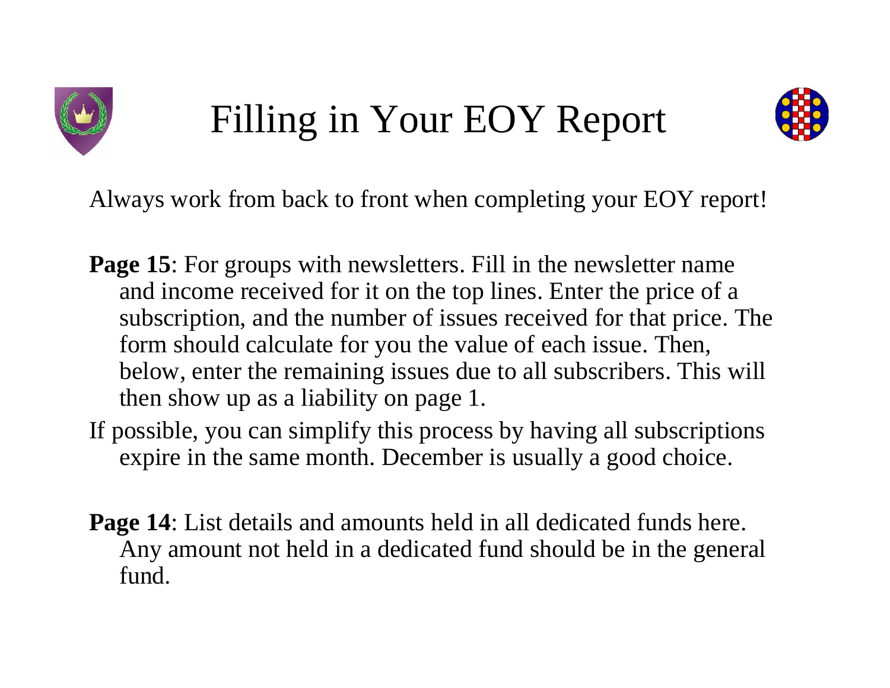# Filling in Your EOY Report

Always work from back to front when completing your EOY report!

**Page 15**: For groups with newsletters. Fill in the newsletter name and income received for it on the top lines. Enter the price of a subscription, and the number of issues received for that price. The form should calculate for you the value of each issue. Then, below, enter the remaining issues due to all subscribers. This will then show up as a liability on page 1.

If possible, you can simplify this process by having all subscriptions expire in the same month. December is usually a good choice.

**Page 14**: List details and amounts held in all dedicated funds here. Any amount not held in a dedicated fund should be in the general fund.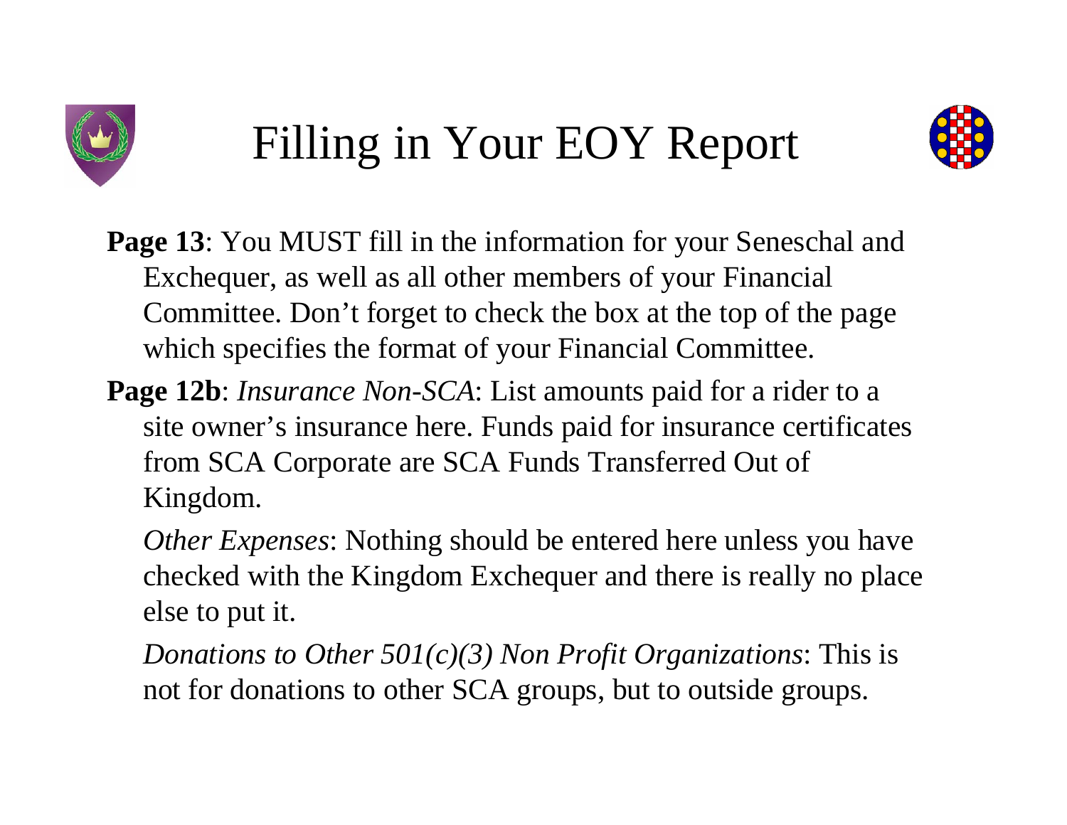# Filling in Your EOY Report

**Page 13**: You MUST fill in the information for your Seneschal and Exchequer, as well as all other members of your Financial Committee. Don't forget to check the box at the top of the page which specifies the format of your Financial Committee.

**Page 12b**: *Insurance Non-SCA*: List amounts paid for a rider to a site owner's insurance here. Funds paid for insurance certificates from SCA Corporate are SCA Funds Transferred Out of Kingdom.

*Other Expenses*: Nothing should be entered here unless you have checked with the Kingdom Exchequer and there is really no place else to put it.

*Donations to Other 501(c)(3) Non Profit Organizations*: This is not for donations to other SCA groups, but to outside groups.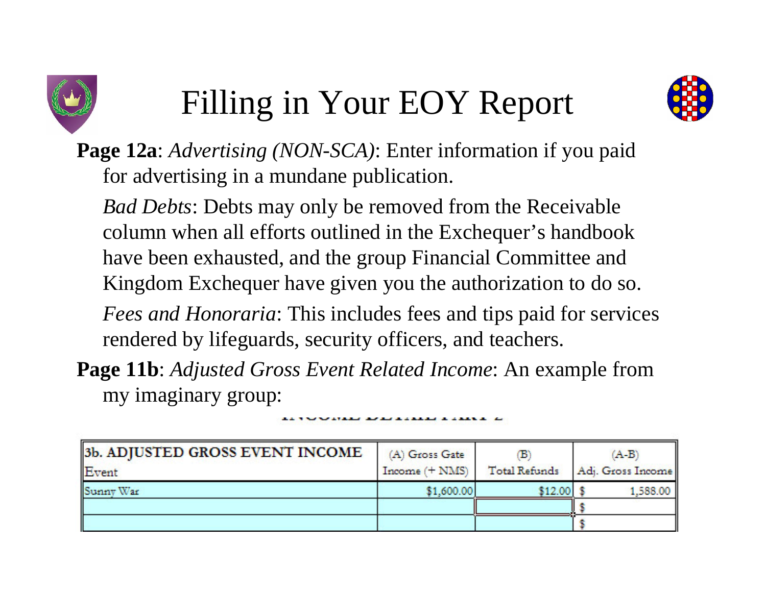# Filling in Your EOY Report

**Page 12a**: *Advertising (NON-SCA)*: Enter information if you paid for advertising in a mundane publication.

*Bad Debts*: Debts may only be removed from the Receivable column when all efforts outlined in the Exchequer's handbook have been exhausted, and the group Financial Committee and Kingdom Exchequer have given you the authorization to do so.

*Fees and Honoraria*: This includes fees and tips paid for services rendered by lifeguards, security officers, and teachers.

**Page 11b**: *Adjusted Gross Event Related Income*: An example from my imaginary group:

| 3b. ADJUSTED GROSS EVENT INCOME<br>Event | (A) Gross Gate Income (+ NMS) | (B) Total Refunds | (A-B) Adj. Gross Income |
|---|---|---|---|
| Sunny War | $1,600.00 | $12.00 | $ 1,588.00 |
| | | | $ |
| | | | $ |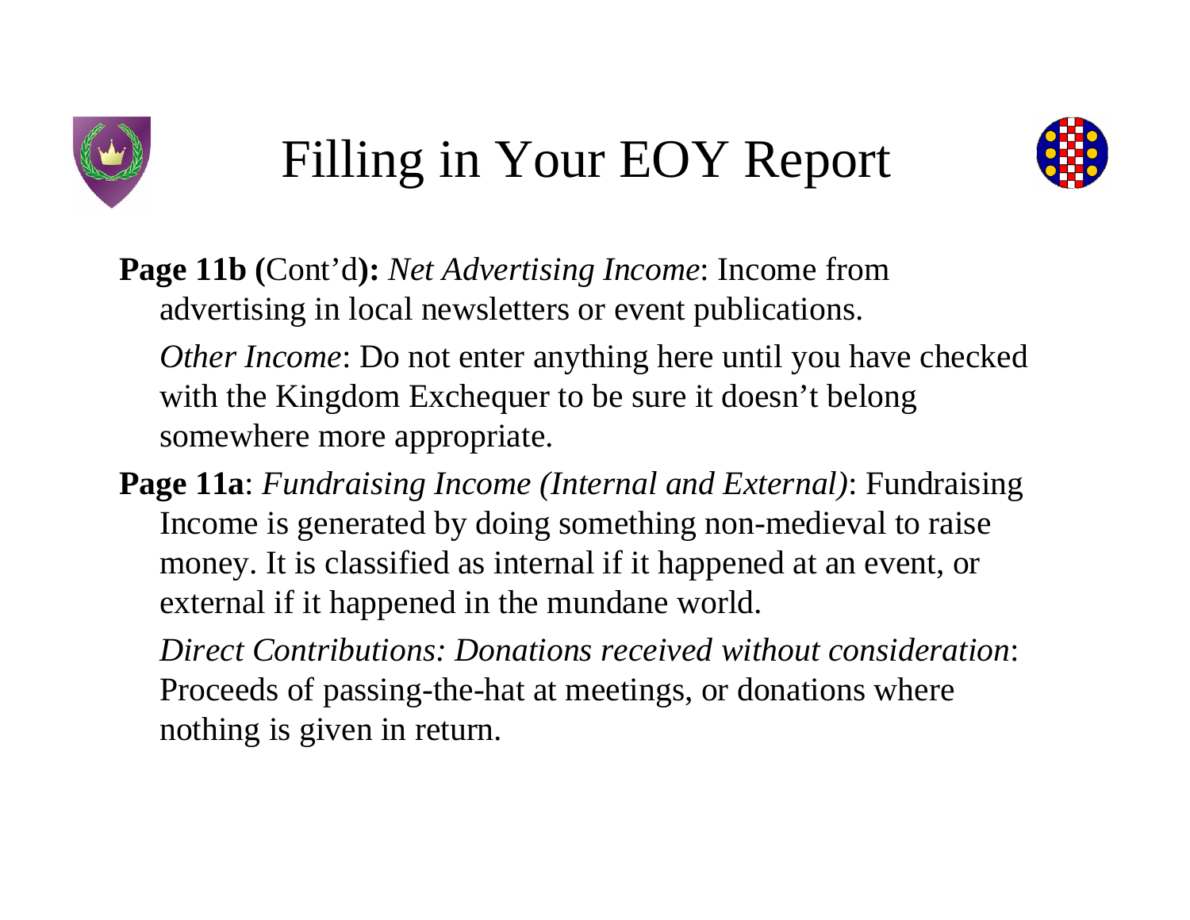# Filling in Your EOY Report

**Page 11b (**Cont'd**):** *Net Advertising Income*: Income from advertising in local newsletters or event publications.

*Other Income*: Do not enter anything here until you have checked with the Kingdom Exchequer to be sure it doesn't belong somewhere more appropriate.

**Page 11a**: *Fundraising Income (Internal and External)*: Fundraising Income is generated by doing something non-medieval to raise money. It is classified as internal if it happened at an event, or external if it happened in the mundane world.

*Direct Contributions: Donations received without consideration*: Proceeds of passing-the-hat at meetings, or donations where nothing is given in return.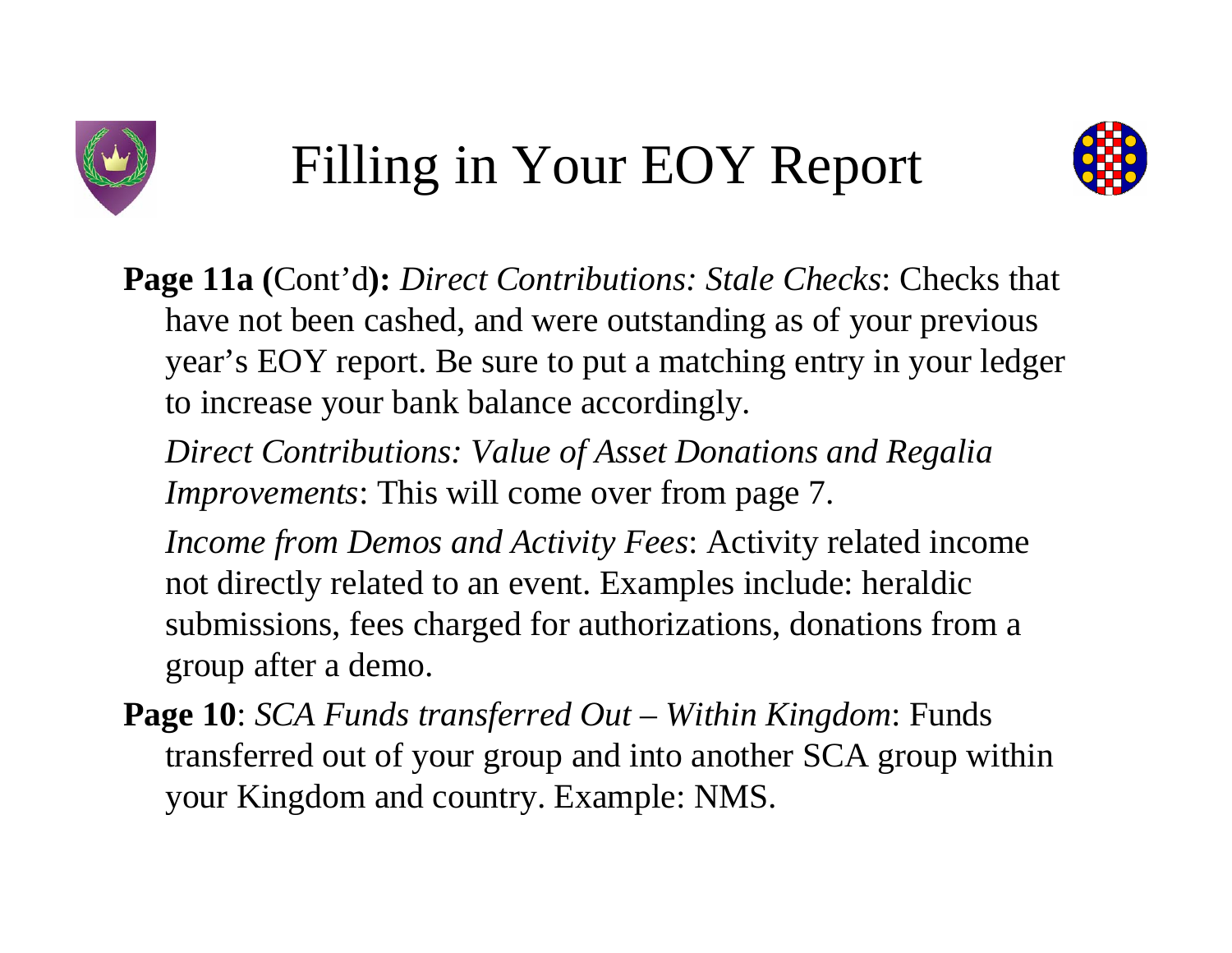# Filling in Your EOY Report

**Page 11a (**Cont'd**):** *Direct Contributions: Stale Checks*: Checks that have not been cashed, and were outstanding as of your previous year's EOY report. Be sure to put a matching entry in your ledger to increase your bank balance accordingly.

*Direct Contributions: Value of Asset Donations and Regalia Improvements*: This will come over from page 7.

*Income from Demos and Activity Fees*: Activity related income not directly related to an event. Examples include: heraldic submissions, fees charged for authorizations, donations from a group after a demo.

**Page 10**: *SCA Funds transferred Out – Within Kingdom*: Funds transferred out of your group and into another SCA group within your Kingdom and country. Example: NMS.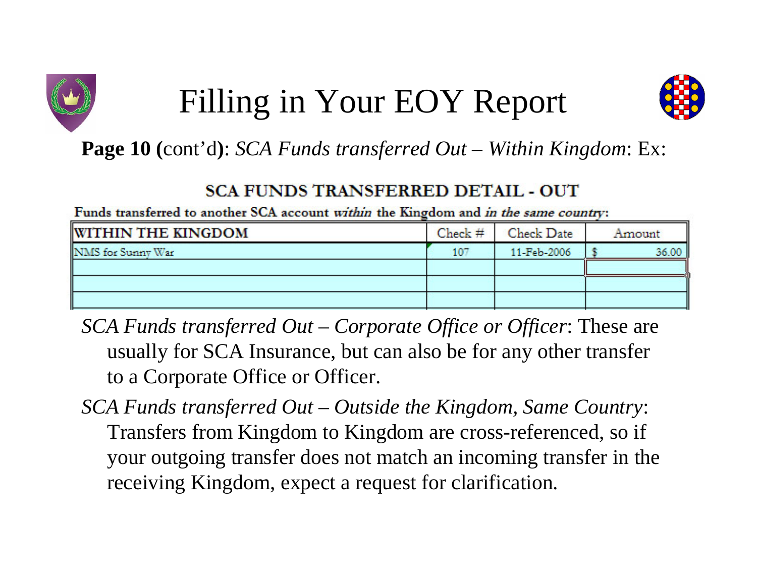# Filling in Your EOY Report

**Page 10 (**cont'd**)**: *SCA Funds transferred Out – Within Kingdom*: Ex:

**SCA FUNDS TRANSFERRED DETAIL - OUT**

**Funds transferred to another SCA account *within* the Kingdom and *in the same country*:**

| WITHIN THE KINGDOM | Check # | Check Date | Amount |
|---|---|---|---|
| NMS for Sunny War | 107 | 11-Feb-2006 | $ 36.00 |
| | | | |
| | | | |
| | | | |

*SCA Funds transferred Out – Corporate Office or Officer*: These are usually for SCA Insurance, but can also be for any other transfer to a Corporate Office or Officer.

*SCA Funds transferred Out – Outside the Kingdom, Same Country*: Transfers from Kingdom to Kingdom are cross-referenced, so if your outgoing transfer does not match an incoming transfer in the receiving Kingdom, expect a request for clarification.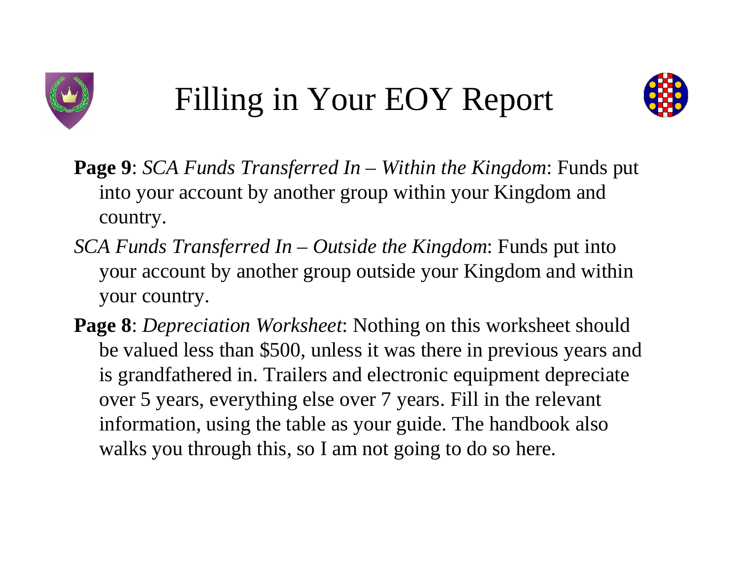# Filling in Your EOY Report

**Page 9**: *SCA Funds Transferred In – Within the Kingdom*: Funds put into your account by another group within your Kingdom and country.

*SCA Funds Transferred In – Outside the Kingdom*: Funds put into your account by another group outside your Kingdom and within your country.

**Page 8**: *Depreciation Worksheet*: Nothing on this worksheet should be valued less than $500, unless it was there in previous years and is grandfathered in. Trailers and electronic equipment depreciate over 5 years, everything else over 7 years. Fill in the relevant information, using the table as your guide. The handbook also walks you through this, so I am not going to do so here.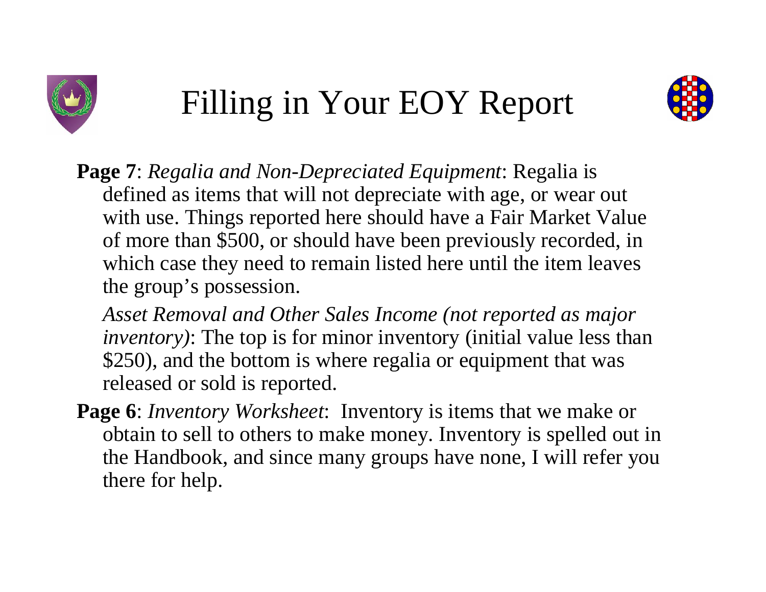# Filling in Your EOY Report

**Page 7**: *Regalia and Non-Depreciated Equipment*: Regalia is defined as items that will not depreciate with age, or wear out with use. Things reported here should have a Fair Market Value of more than $500, or should have been previously recorded, in which case they need to remain listed here until the item leaves the group's possession.

*Asset Removal and Other Sales Income (not reported as major inventory)*: The top is for minor inventory (initial value less than $250), and the bottom is where regalia or equipment that was released or sold is reported.

**Page 6**: *Inventory Worksheet*: Inventory is items that we make or obtain to sell to others to make money. Inventory is spelled out in the Handbook, and since many groups have none, I will refer you there for help.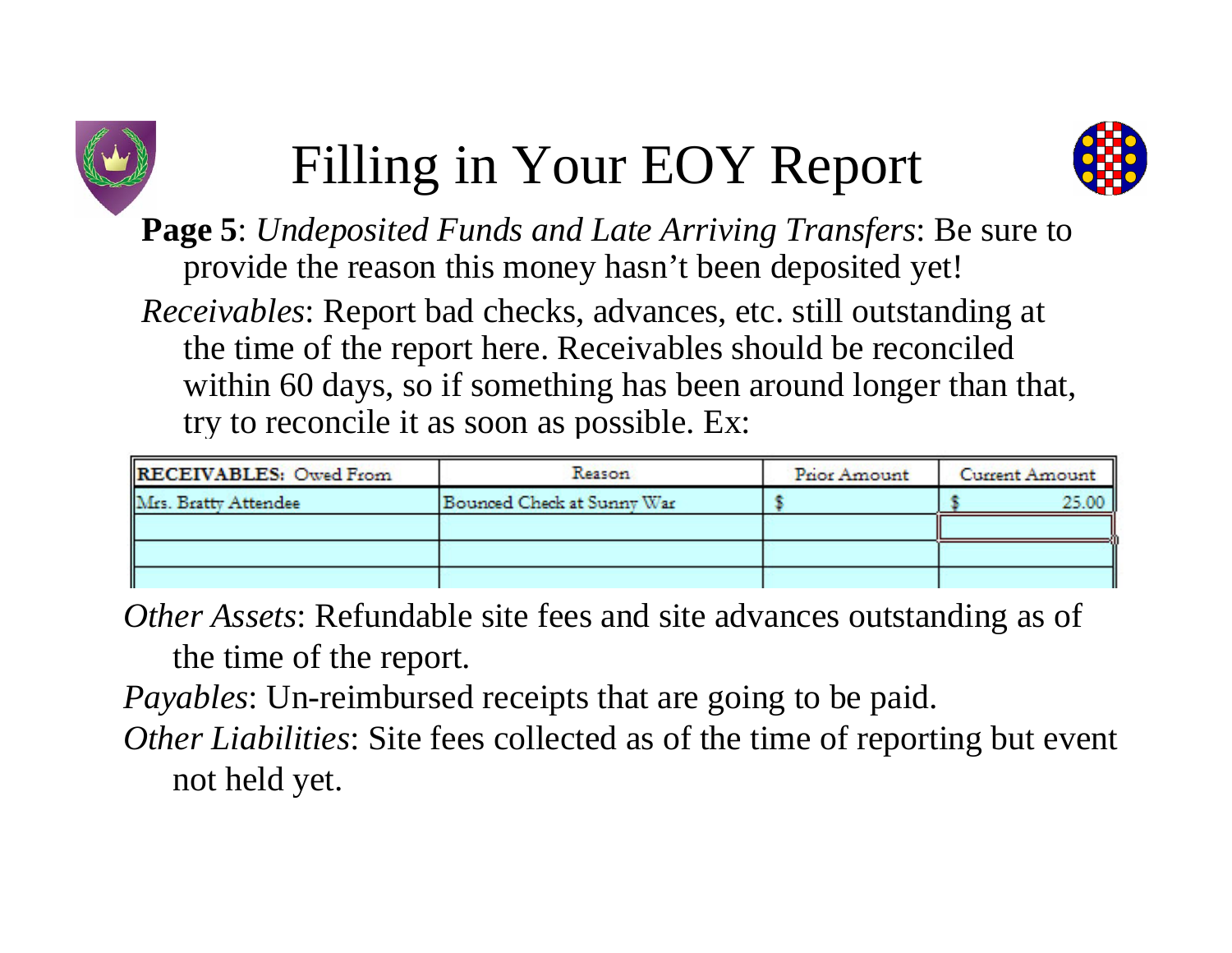# Filling in Your EOY Report

**Page 5**: *Undeposited Funds and Late Arriving Transfers*: Be sure to provide the reason this money hasn't been deposited yet!

*Receivables*: Report bad checks, advances, etc. still outstanding at the time of the report here. Receivables should be reconciled within 60 days, so if something has been around longer than that, try to reconcile it as soon as possible. Ex:

| **RECEIVABLES:** Owed From | Reason | Prior Amount | Current Amount |
|---|---|---|---|
| Mrs. Bratty Attendee | Bounced Check at Sunny War | $ | $ 25.00 |
| | | | |
| | | | |
| | | | |

*Other Assets*: Refundable site fees and site advances outstanding as of the time of the report.

*Payables*: Un-reimbursed receipts that are going to be paid.

*Other Liabilities*: Site fees collected as of the time of reporting but event not held yet.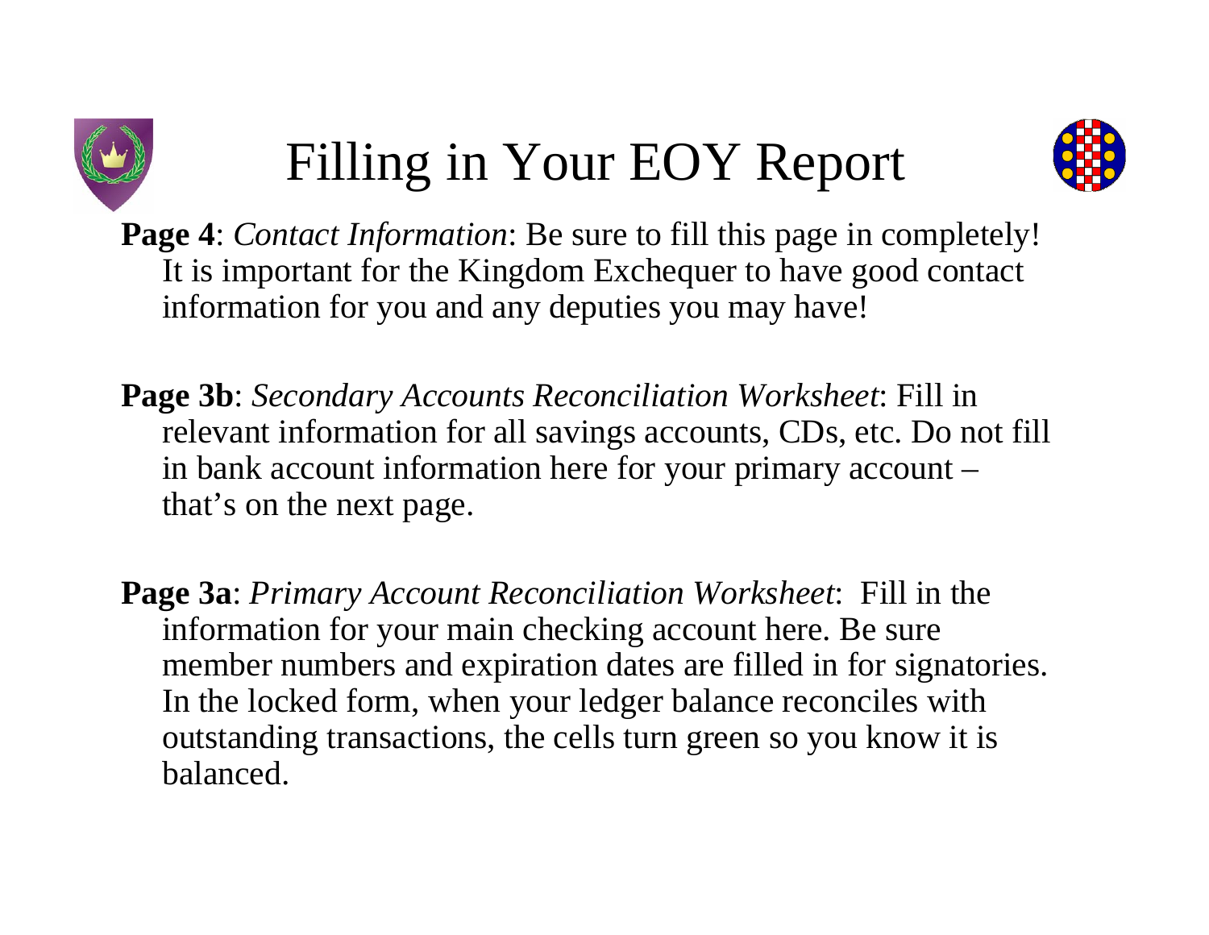# Filling in Your EOY Report

**Page 4**: *Contact Information*: Be sure to fill this page in completely! It is important for the Kingdom Exchequer to have good contact information for you and any deputies you may have!

**Page 3b**: *Secondary Accounts Reconciliation Worksheet*: Fill in relevant information for all savings accounts, CDs, etc. Do not fill in bank account information here for your primary account – that's on the next page.

**Page 3a**: *Primary Account Reconciliation Worksheet*: Fill in the information for your main checking account here. Be sure member numbers and expiration dates are filled in for signatories. In the locked form, when your ledger balance reconciles with outstanding transactions, the cells turn green so you know it is balanced.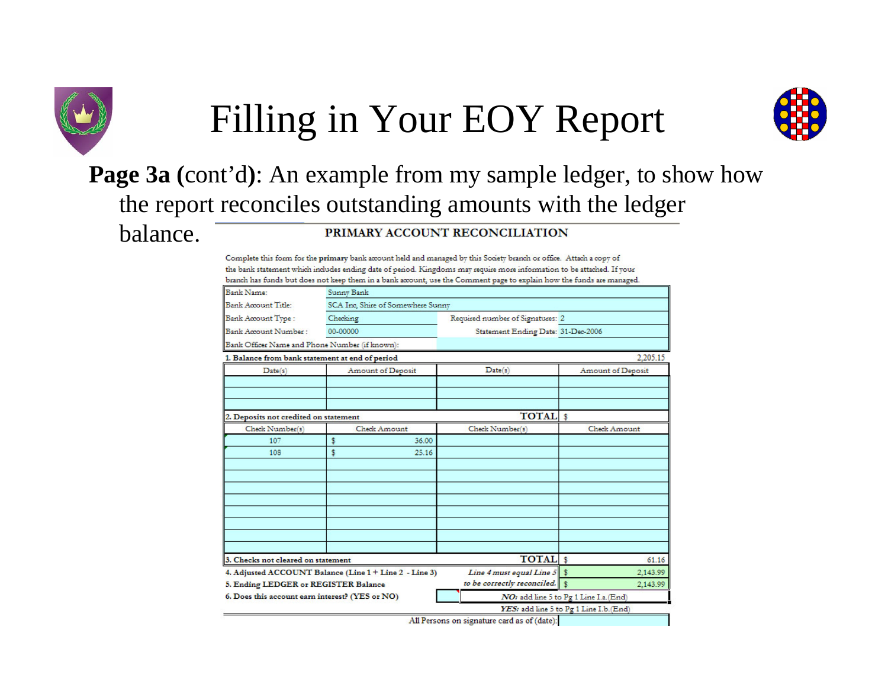# Filling in Your EOY Report

**Page 3a (**cont'd**)**: An example from my sample ledger, to show how the report reconciles outstanding amounts with the ledger balance.

**PRIMARY ACCOUNT RECONCILIATION**

Complete this form for the **primary** bank account held and managed by this Society branch or office. Attach a copy of the bank statement which includes ending date of period. Kingdoms may require more information to be attached. If your branch has funds but does not keep them in a bank account, use the Comment page to explain how the funds are managed.

| | | | |
|---|---|---|---|
| Bank Name: | Sunny Bank | | |
| Bank Account Title: | SCA Inc, Shire of Somewhere Sunny | | |
| Bank Account Type : | Checking | Required number of Signatures: | 2 |
| Bank Account Number : | 00-00000 | Statement Ending Date: | 31-Dec-2006 |
| Bank Officer Name and Phone Number (if known): | | | |

**1. Balance from bank statement at end of period** 2,205.15

| Date(s) | Amount of Deposit | Date(s) | Amount of Deposit |
|---|---|---|---|
| | | | |
| | | | |
| | | | |

**2. Deposits not credited on statement** TOTAL $

| Check Number(s) | Check Amount | Check Number(s) | Check Amount |
|---|---|---|---|
| 107 | $ 36.00 | | |
| 108 | $ 25.16 | | |
| | | | |
| | | | |
| | | | |
| | | | |
| | | | |
| | | | |
| | | | |

**3. Checks not cleared on statement** TOTAL $ 61.16

| | | |
|---|---|---|
| **4. Adjusted ACCOUNT Balance (Line 1 + Line 2 - Line 3)** | *Line 4 must equal Line 5* | $ 2,143.99 |
| **5. Ending LEDGER or REGISTER Balance** | *to be correctly reconciled.* | $ 2,143.99 |
| **6. Does this account earn interest? (YES or NO)** | | ***NO:*** add line 5 to Pg 1 Line I.a.(End) |
| | | ***YES:*** add line 5 to Pg 1 Line I.b.(End) |

All Persons on signature card as of (date):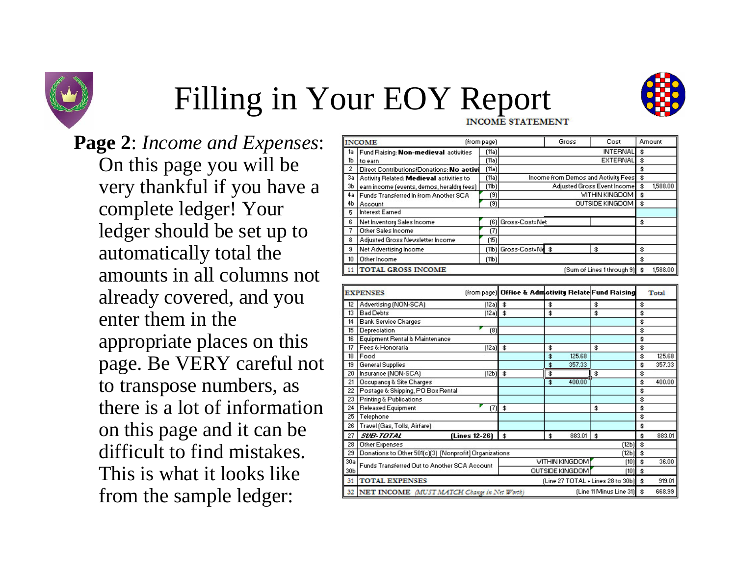# Filling in Your EOY Report

**Page 2**: *Income and Expenses*: On this page you will be very thankful if you have a complete ledger! Your ledger should be set up to automatically total the amounts in all columns not already covered, and you enter them in the appropriate places on this page. Be VERY careful not to transpose numbers, as there is a lot of information on this page and it can be difficult to find mistakes. This is what it looks like from the sample ledger:

**INCOME STATEMENT**

| | INCOME | (from page) | Gross | Cost | Amount |
|---|---|---|---|---|---|
| 1a | Fund Raising: **Non-medieval** activities | (11a) | | INTERNAL | $ |
| 1b | to earn | (11a) | | EXTERNAL | $ |
| 2 | Direct Contributions/Donations: **No activi** | (11a) | | | $ |
| 3a | Activity Related: **Medieval** activities to | (11a) | | Income from Demos and Activity Fees | $ |
| 3b | earn income (events, demos, heraldry fees) | (11b) | | Adjusted Gross Event Income | $ 1,588.00 |
| 4a | Funds Transferred In from Another SCA | (9) | | WITHIN KINGDOM | $ |
| 4b | Account | (9) | | OUTSIDE KINGDOM | $ |
| 5 | Interest Earned | | | | |
| 6 | Net Inventory Sales Income | (6) Gross-Cost=Net | | | $ |
| 7 | Other Sales Income | (7) | | | |
| 8 | Adjusted Gross Newsletter Income | (15) | | | |
| 9 | Net Advertising Income | (11b) Gross-Cost=Ne | $ | $ | $ |
| 10 | Other Income | (11b) | | | $ |
| 11 | TOTAL GROSS INCOME | | | (Sum of Lines 1 through 9) | $ 1,588.00 |

| | EXPENSES | (from page) | Office & Adm | Activity Relate | Fund Raising | Total |
|---|---|---|---|---|---|---|
| 12 | Advertising (NON-SCA) | (12a) | $ | $ | $ | $ |
| 13 | Bad Debts | (12a) | $ | $ | $ | $ |
| 14 | Bank Service Charges | | | | | $ |
| 15 | Depreciation | (8) | | | | $ |
| 16 | Equipment Rental & Maintenance | | | | | $ |
| 17 | Fees & Honoraria | (12a) | $ | $ | $ | $ |
| 18 | Food | | | $ 125.68 | | $ 125.68 |
| 19 | General Supplies | | | $ 357.33 | | $ 357.33 |
| 20 | Insurance (NON-SCA) | (12b) | $ | $ | $ | $ |
| 21 | Occupancy & Site Charges | | | $ 400.00 | | $ 400.00 |
| 22 | Postage & Shipping, PO Box Rental | | | | | $ |
| 23 | Printing & Publications | | | | | $ |
| 24 | Released Equipment | (7) | $ | | $ | $ |
| 25 | Telephone | | | | | $ |
| 26 | Travel (Gas, Tolls, Airfare) | | | | | $ |
| 27 | *SUB-TOTAL* | (Lines 12-26) | $ | $ 883.01 | $ | $ 883.01 |
| 28 | Other Expenses | | | | (12b) | $ |
| 29 | Donations to Other 501(c)(3) [Nonprofit] Organizations | | | | (12b) | $ |
| 30a | Funds Transferred Out to Another SCA Account | | | WITHIN KINGDOM | (10) | $ 36.00 |
| 30b | | | | OUTSIDE KINGDOM | (10) | $ |
| 31 | TOTAL EXPENSES | | | (Line 27 TOTAL + Lines 28 to 30b) | | $ 919.01 |
| 32 | NET INCOME *(MUST MATCH Change in Net Worth)* | | | (Line 11 Minus Line 31) | | $ 668.99 |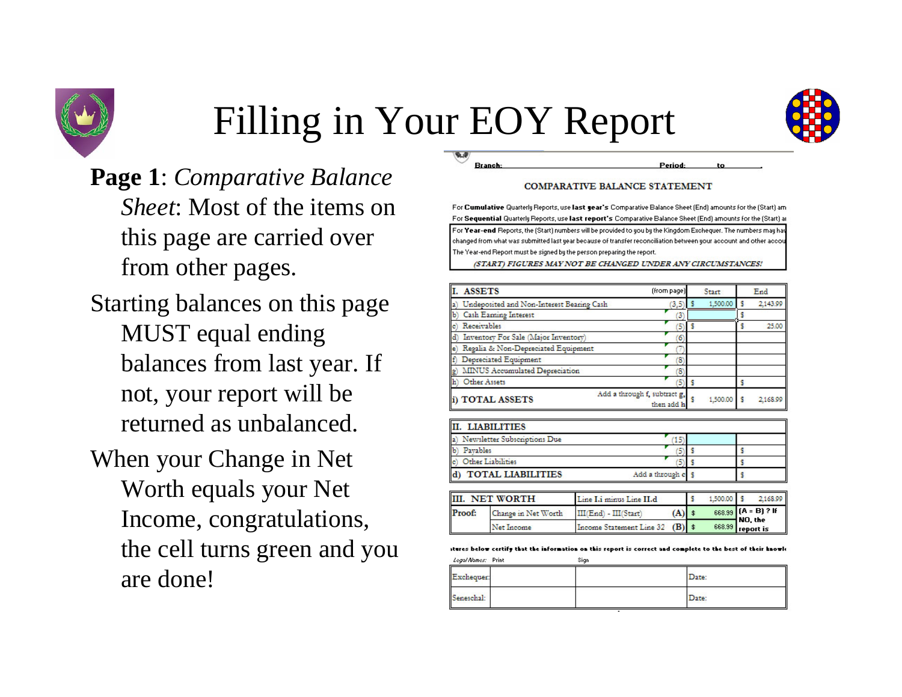# Filling in Your EOY Report

**Page 1**: *Comparative Balance Sheet*: Most of the items on this page are carried over from other pages.

Starting balances on this page MUST equal ending balances from last year. If not, your report will be returned as unbalanced.

When your Change in Net Worth equals your Net Income, congratulations, the cell turns green and you are done!

**Branch:** **Period:** **to**

COMPARATIVE BALANCE STATEMENT

For **Cumulative** Quarterly Reports, use **last year's** Comparative Balance Sheet (End) amounts for the (Start) am

For **Sequential** Quarterly Reports, use **last report's** Comparative Balance Sheet (End) amounts for the (Start) a

For **Year-end** Reports, the (Start) numbers will be provided to you by the Kingdom Exchequer. The numbers may hav changed from what was submitted last year because of transfer reconciliation between your account and other accou

The Year-end Report must be signed by the person preparing the report.

*(START) FIGURES MAY NOT BE CHANGED UNDER ANY CIRCUMSTANCES!*

| I. ASSETS | (from page) | Start | End |
|---|---|---|---|
| a) Undeposited and Non-Interest Bearing Cash | (3,5) | $ 1,500.00 | $ 2,143.99 |
| b) Cash Earning Interest | (3) | | $ |
| c) Receivables | (5) | $ | $ 25.00 |
| d) Inventory For Sale (Major Inventory) | (6) | | |
| e) Regalia & Non-Depreciated Equipment | (7) | | |
| f) Depreciated Equipment | (8) | | |
| g) MINUS Accumulated Depreciation | (8) | | |
| h) Other Assets | (5) | $ | $ |
| i) TOTAL ASSETS | Add a through f, subtract g, then add h | $ 1,500.00 | $ 2,168.99 |

| II. LIABILITIES | | | |
|---|---|---|---|
| a) Newsletter Subscriptions Due | (15) | | |
| b) Payables | (5) | $ | $ |
| c) Other Liabilities | (5) | $ | $ |
| d) TOTAL LIABILITIES | Add a through c | $ | $ |

| III. NET WORTH | | Line I.i minus Line II.d | | $ 1,500.00 | $ 2,168.99 |
|---|---|---|---|---|---|
| Proof: | Change in Net Worth | III(End) - III(Start) | (A) | $ 668.99 | (A = B) ? If NO, the report is |
| | Net Income | Income Statement Line 32 | (B) | $ 668.99 | |

atures below certify that the information on this report is correct and complete to the best of their knowl

| Legal Names: | Print | Sign | |
|---|---|---|---|
| Exchequer: | | | Date: |
| Seneschal: | | | Date: |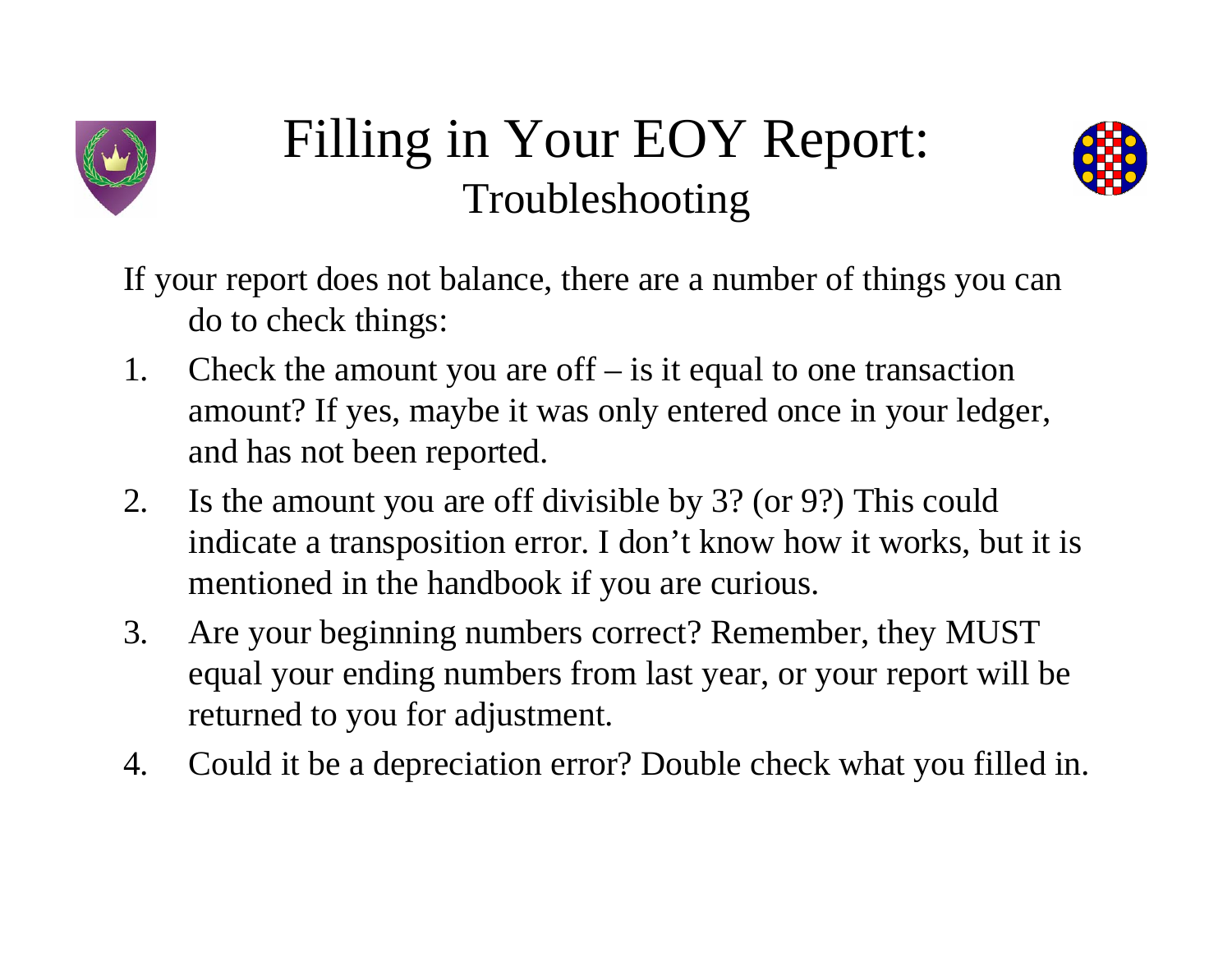# Filling in Your EOY Report:

## Troubleshooting

If your report does not balance, there are a number of things you can do to check things:

1. Check the amount you are off – is it equal to one transaction amount? If yes, maybe it was only entered once in your ledger, and has not been reported.
2. Is the amount you are off divisible by 3? (or 9?) This could indicate a transposition error. I don't know how it works, but it is mentioned in the handbook if you are curious.
3. Are your beginning numbers correct? Remember, they MUST equal your ending numbers from last year, or your report will be returned to you for adjustment.
4. Could it be a depreciation error? Double check what you filled in.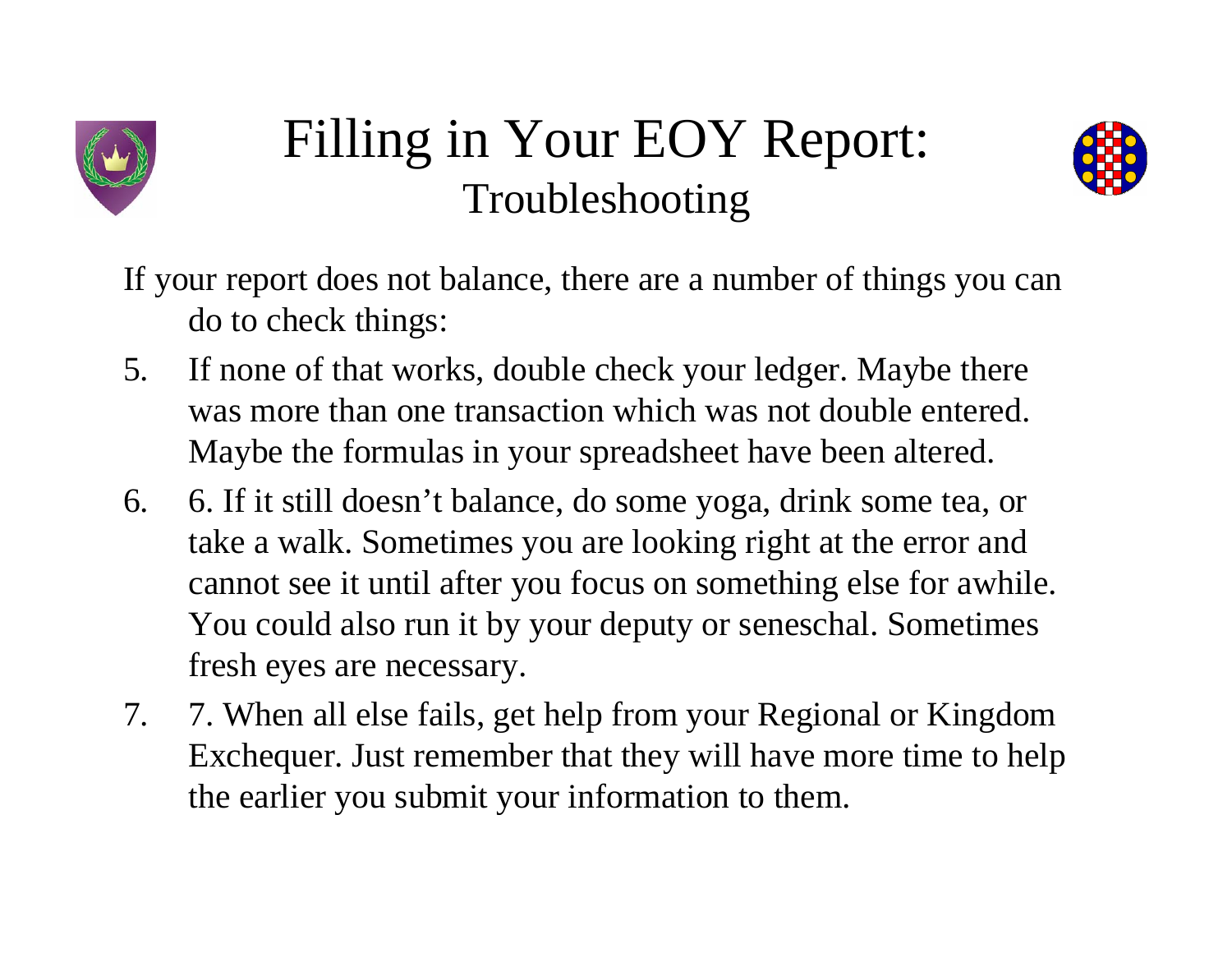# Filling in Your EOY Report:

## Troubleshooting

If your report does not balance, there are a number of things you can do to check things:

5. If none of that works, double check your ledger. Maybe there was more than one transaction which was not double entered. Maybe the formulas in your spreadsheet have been altered.
6. 6. If it still doesn't balance, do some yoga, drink some tea, or take a walk. Sometimes you are looking right at the error and cannot see it until after you focus on something else for awhile. You could also run it by your deputy or seneschal. Sometimes fresh eyes are necessary.
7. 7. When all else fails, get help from your Regional or Kingdom Exchequer. Just remember that they will have more time to help the earlier you submit your information to them.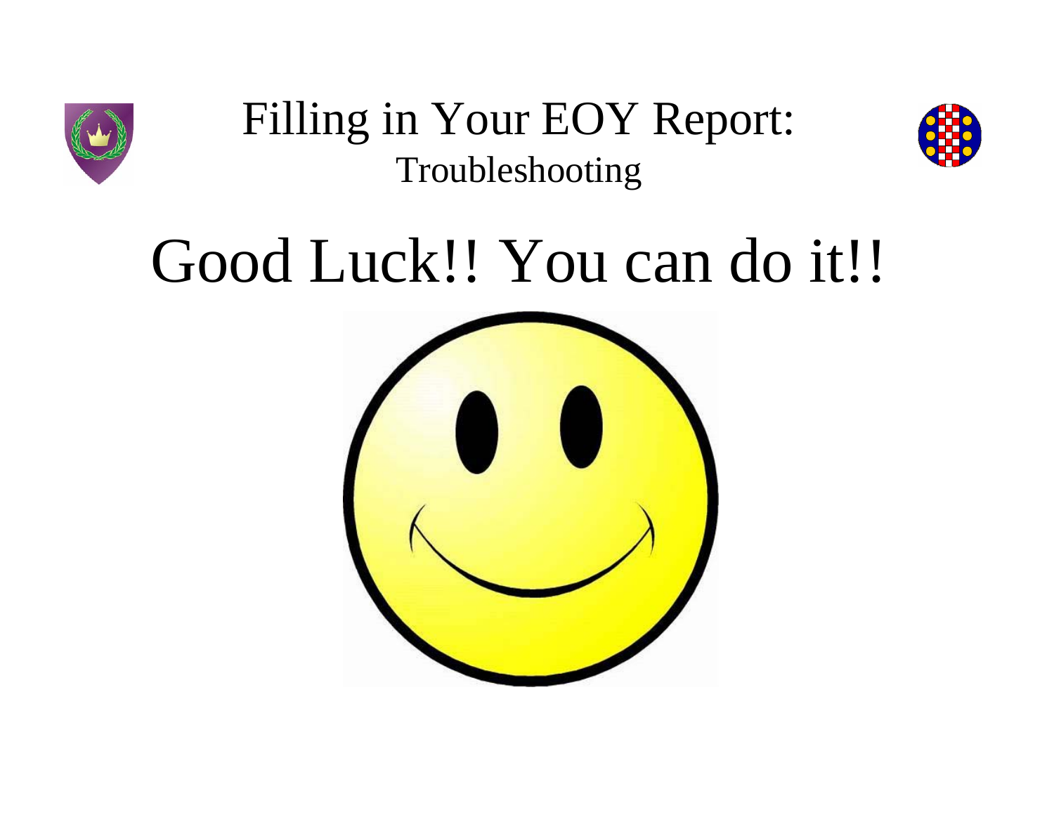# Filling in Your EOY Report:
## Troubleshooting

# Good Luck!! You can do it!!